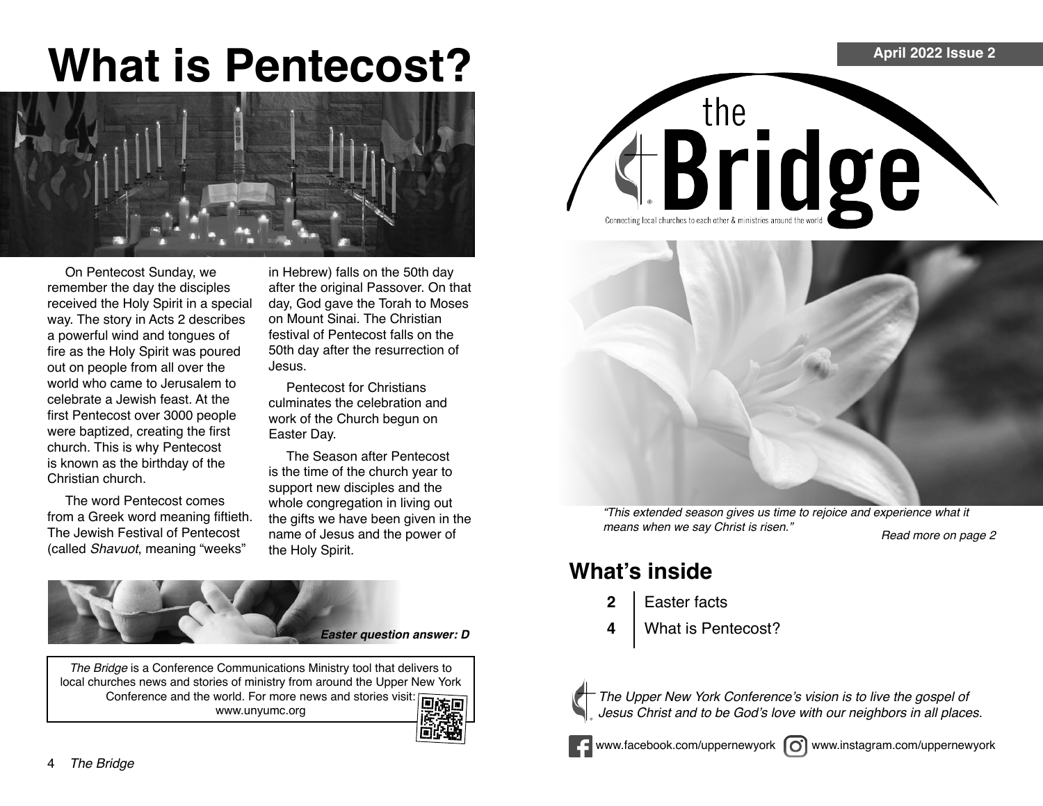# What is Pentecost?

On Pentecost Sunday, we remember the day the disciples received the Holy Spirit in a special way. The story in Acts 2 describes a powerful wind and tongues of fire as the Holy Spirit was poured out on people from all over the world who came to Jerusalem to celebrate a Jewish feast. At the first Pentecost over 3000 people were baptized, creating the first church. This is why Pentecost is known as the birthday of the Christian church.

The word Pentecost comes from a Greek word meaning fiftieth. The Jewish Festival of Pentecost (called *Shavuot*, meaning "weeks" in Hebrew) falls on the 50th day after the original Passover. On that day, God gave the Torah to Moses on Mount Sinai. The Christian festival of Pentecost falls on the 50th day after the resurrection of Jesus.

Pentecost for Christians culminates the celebration and work of the Church begun on Easter Day.

The Season after Pentecost is the time of the church year to support new disciples and the whole congregation in living out the gifts we have been given in the name of Jesus and the power of the Holy Spirit.

***Easter question answer: D***

*The Bridge* is a Conference Communications Ministry tool that delivers to local churches news and stories of ministry from around the Upper New York Conference and the world. For more news and stories visit: www.unyumc.org

April 2022 Issue 2

# the Bridge

Connecting local churches to each other & ministries around the world

*"This extended season gives us time to rejoice and experience what it means when we say Christ is risen."*

*Read more on page 2*

## What's inside

| | |
|---|---|
| **2** | Easter facts |
| **4** | What is Pentecost? |

*The Upper New York Conference's vision is to live the gospel of Jesus Christ and to be God's love with our neighbors in all places.*

www.facebook.com/uppernewyork www.instagram.com/uppernewyork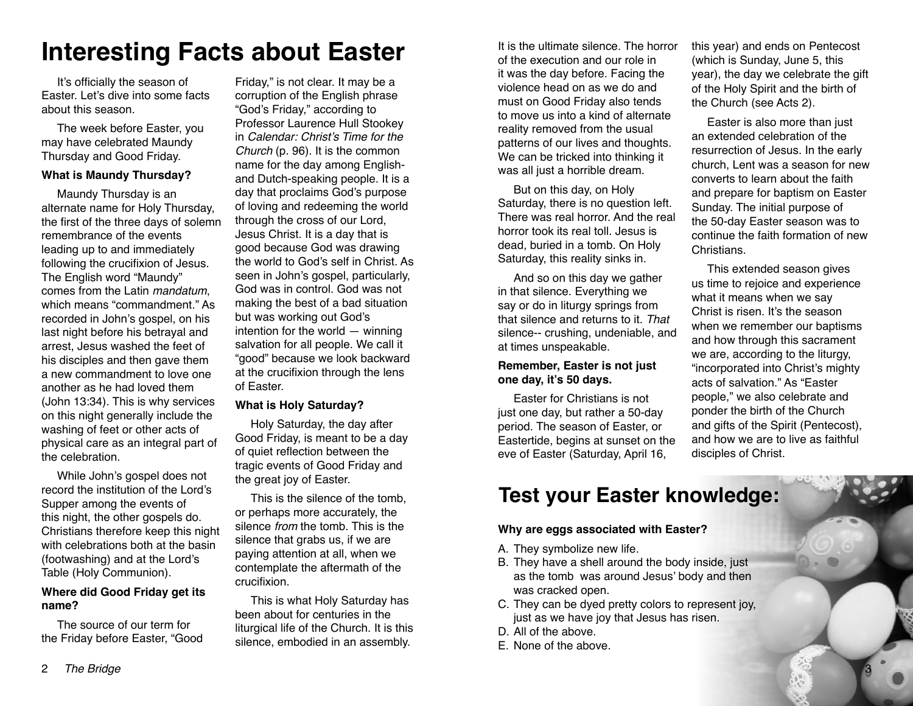# Interesting Facts about Easter

It's officially the season of Easter. Let's dive into some facts about this season.

The week before Easter, you may have celebrated Maundy Thursday and Good Friday.

**What is Maundy Thursday?**

Maundy Thursday is an alternate name for Holy Thursday, the first of the three days of solemn remembrance of the events leading up to and immediately following the crucifixion of Jesus. The English word "Maundy" comes from the Latin *mandatum*, which means "commandment." As recorded in John's gospel, on his last night before his betrayal and arrest, Jesus washed the feet of his disciples and then gave them a new commandment to love one another as he had loved them (John 13:34). This is why services on this night generally include the washing of feet or other acts of physical care as an integral part of the celebration.

While John's gospel does not record the institution of the Lord's Supper among the events of this night, the other gospels do. Christians therefore keep this night with celebrations both at the basin (footwashing) and at the Lord's Table (Holy Communion).

**Where did Good Friday get its name?**

The source of our term for the Friday before Easter, "Good Friday," is not clear. It may be a corruption of the English phrase "God's Friday," according to Professor Laurence Hull Stookey in *Calendar: Christ's Time for the Church* (p. 96). It is the common name for the day among English- and Dutch-speaking people. It is a day that proclaims God's purpose of loving and redeeming the world through the cross of our Lord, Jesus Christ. It is a day that is good because God was drawing the world to God's self in Christ. As seen in John's gospel, particularly, God was in control. God was not making the best of a bad situation but was working out God's intention for the world — winning salvation for all people. We call it "good" because we look backward at the crucifixion through the lens of Easter.

**What is Holy Saturday?**

Holy Saturday, the day after Good Friday, is meant to be a day of quiet reflection between the tragic events of Good Friday and the great joy of Easter.

This is the silence of the tomb, or perhaps more accurately, the silence *from* the tomb. This is the silence that grabs us, if we are paying attention at all, when we contemplate the aftermath of the crucifixion.

This is what Holy Saturday has been about for centuries in the liturgical life of the Church. It is this silence, embodied in an assembly. It is the ultimate silence. The horror of the execution and our role in it was the day before. Facing the violence head on as we do and must on Good Friday also tends to move us into a kind of alternate reality removed from the usual patterns of our lives and thoughts. We can be tricked into thinking it was all just a horrible dream.

But on this day, on Holy Saturday, there is no question left. There was real horror. And the real horror took its real toll. Jesus is dead, buried in a tomb. On Holy Saturday, this reality sinks in.

And so on this day we gather in that silence. Everything we say or do in liturgy springs from that silence and returns to it. *That* silence-- crushing, undeniable, and at times unspeakable.

**Remember, Easter is not just one day, it's 50 days.**

Easter for Christians is not just one day, but rather a 50-day period. The season of Easter, or Eastertide, begins at sunset on the eve of Easter (Saturday, April 16, this year) and ends on Pentecost (which is Sunday, June 5, this year), the day we celebrate the gift of the Holy Spirit and the birth of the Church (see Acts 2).

Easter is also more than just an extended celebration of the resurrection of Jesus. In the early church, Lent was a season for new converts to learn about the faith and prepare for baptism on Easter Sunday. The initial purpose of the 50-day Easter season was to continue the faith formation of new Christians.

This extended season gives us time to rejoice and experience what it means when we say Christ is risen. It's the season when we remember our baptisms and how through this sacrament we are, according to the liturgy, "incorporated into Christ's mighty acts of salvation." As "Easter people," we also celebrate and ponder the birth of the Church and gifts of the Spirit (Pentecost), and how we are to live as faithful disciples of Christ.

# Test your Easter knowledge:

**Why are eggs associated with Easter?**

A. They symbolize new life.
B. They have a shell around the body inside, just as the tomb was around Jesus' body and then was cracked open.
C. They can be dyed pretty colors to represent joy, just as we have joy that Jesus has risen.
D. All of the above.
E. None of the above.